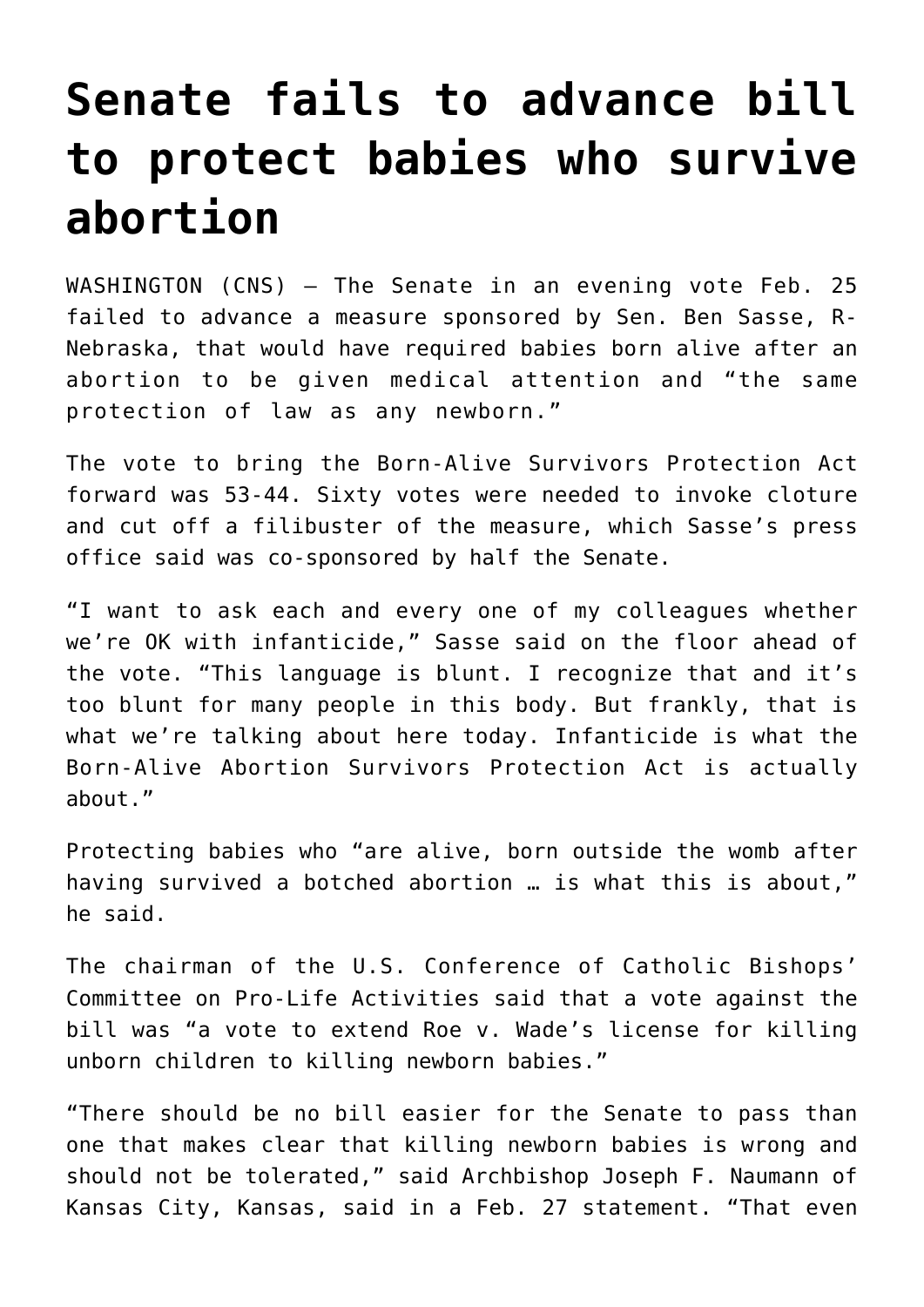# Senate fails to advance bill to protect babies who survive abortion

WASHINGTON (CNS) — The Senate in an evening vote Feb. 25 failed to advance a measure sponsored by Sen. Ben Sasse, R-Nebraska, that would have required babies born alive after an abortion to be given medical attention and "the same protection of law as any newborn."

The vote to bring the Born-Alive Survivors Protection Act forward was 53-44. Sixty votes were needed to invoke cloture and cut off a filibuster of the measure, which Sasse's press office said was co-sponsored by half the Senate.

"I want to ask each and every one of my colleagues whether we're OK with infanticide," Sasse said on the floor ahead of the vote. "This language is blunt. I recognize that and it's too blunt for many people in this body. But frankly, that is what we're talking about here today. Infanticide is what the Born-Alive Abortion Survivors Protection Act is actually about."

Protecting babies who "are alive, born outside the womb after having survived a botched abortion … is what this is about," he said.

The chairman of the U.S. Conference of Catholic Bishops' Committee on Pro-Life Activities said that a vote against the bill was "a vote to extend Roe v. Wade's license for killing unborn children to killing newborn babies."

"There should be no bill easier for the Senate to pass than one that makes clear that killing newborn babies is wrong and should not be tolerated," said Archbishop Joseph F. Naumann of Kansas City, Kansas, said in a Feb. 27 statement. "That even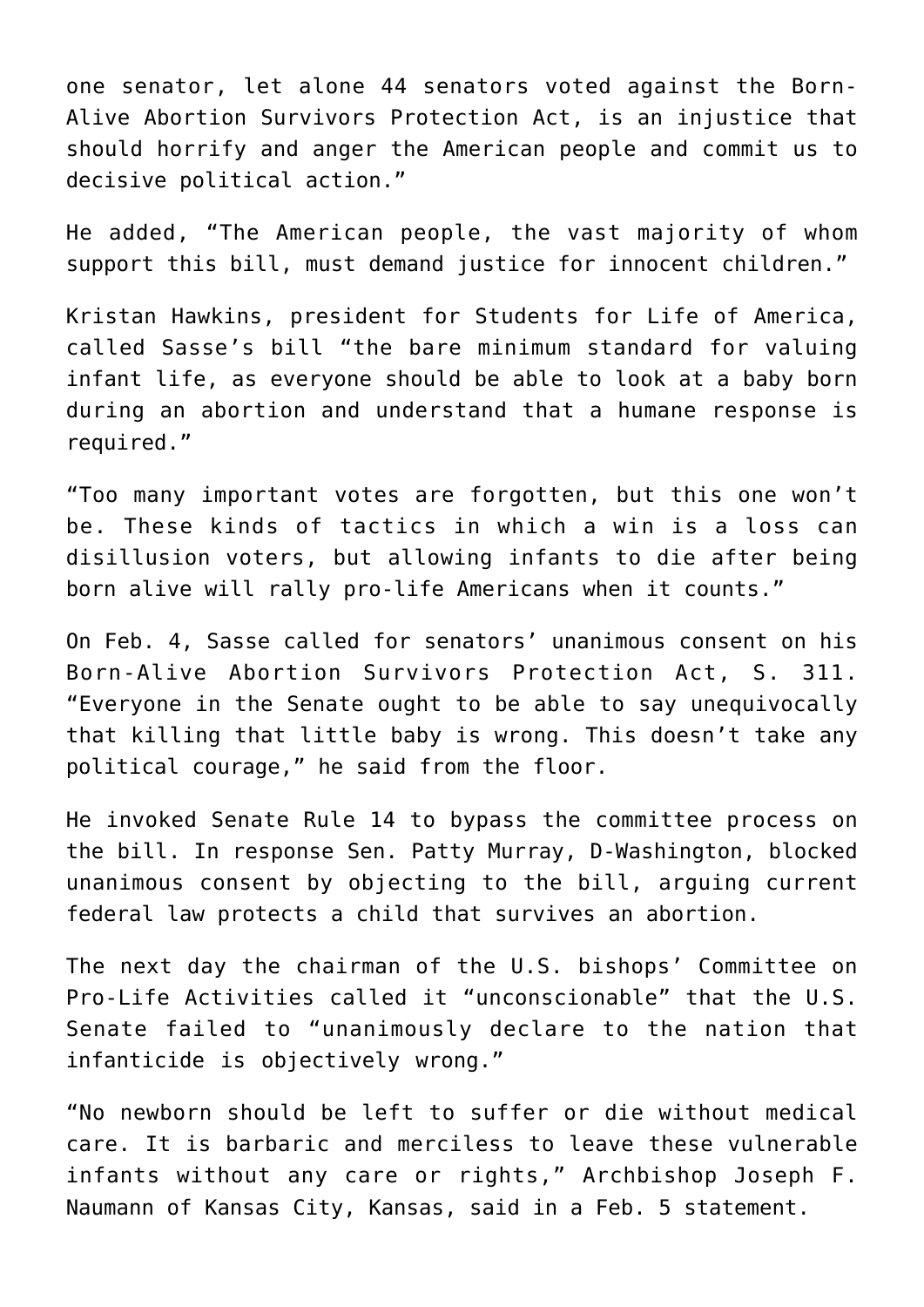one senator, let alone 44 senators voted against the Born-Alive Abortion Survivors Protection Act, is an injustice that should horrify and anger the American people and commit us to decisive political action."

He added, "The American people, the vast majority of whom support this bill, must demand justice for innocent children."

Kristan Hawkins, president for Students for Life of America, called Sasse's bill "the bare minimum standard for valuing infant life, as everyone should be able to look at a baby born during an abortion and understand that a humane response is required."

"Too many important votes are forgotten, but this one won't be. These kinds of tactics in which a win is a loss can disillusion voters, but allowing infants to die after being born alive will rally pro-life Americans when it counts."

On Feb. 4, Sasse called for senators' unanimous consent on his Born-Alive Abortion Survivors Protection Act, S. 311. "Everyone in the Senate ought to be able to say unequivocally that killing that little baby is wrong. This doesn't take any political courage," he said from the floor.

He invoked Senate Rule 14 to bypass the committee process on the bill. In response Sen. Patty Murray, D-Washington, blocked unanimous consent by objecting to the bill, arguing current federal law protects a child that survives an abortion.

The next day the chairman of the U.S. bishops' Committee on Pro-Life Activities called it "unconscionable" that the U.S. Senate failed to "unanimously declare to the nation that infanticide is objectively wrong."

"No newborn should be left to suffer or die without medical care. It is barbaric and merciless to leave these vulnerable infants without any care or rights," Archbishop Joseph F. Naumann of Kansas City, Kansas, said in a Feb. 5 statement.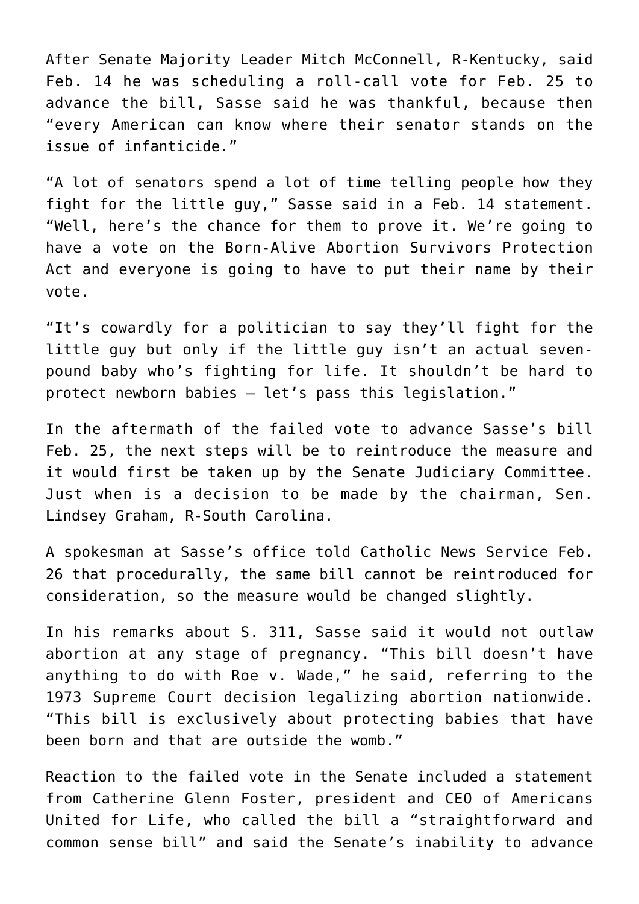After Senate Majority Leader Mitch McConnell, R-Kentucky, said Feb. 14 he was scheduling a roll-call vote for Feb. 25 to advance the bill, Sasse said he was thankful, because then "every American can know where their senator stands on the issue of infanticide."

"A lot of senators spend a lot of time telling people how they fight for the little guy," Sasse said in a Feb. 14 statement. "Well, here's the chance for them to prove it. We're going to have a vote on the Born-Alive Abortion Survivors Protection Act and everyone is going to have to put their name by their vote.

"It's cowardly for a politician to say they'll fight for the little guy but only if the little guy isn't an actual seven-pound baby who's fighting for life. It shouldn't be hard to protect newborn babies — let's pass this legislation."

In the aftermath of the failed vote to advance Sasse's bill Feb. 25, the next steps will be to reintroduce the measure and it would first be taken up by the Senate Judiciary Committee. Just when is a decision to be made by the chairman, Sen. Lindsey Graham, R-South Carolina.

A spokesman at Sasse's office told Catholic News Service Feb. 26 that procedurally, the same bill cannot be reintroduced for consideration, so the measure would be changed slightly.

In his remarks about S. 311, Sasse said it would not outlaw abortion at any stage of pregnancy. "This bill doesn't have anything to do with Roe v. Wade," he said, referring to the 1973 Supreme Court decision legalizing abortion nationwide. "This bill is exclusively about protecting babies that have been born and that are outside the womb."

Reaction to the failed vote in the Senate included a statement from Catherine Glenn Foster, president and CEO of Americans United for Life, who called the bill a "straightforward and common sense bill" and said the Senate's inability to advance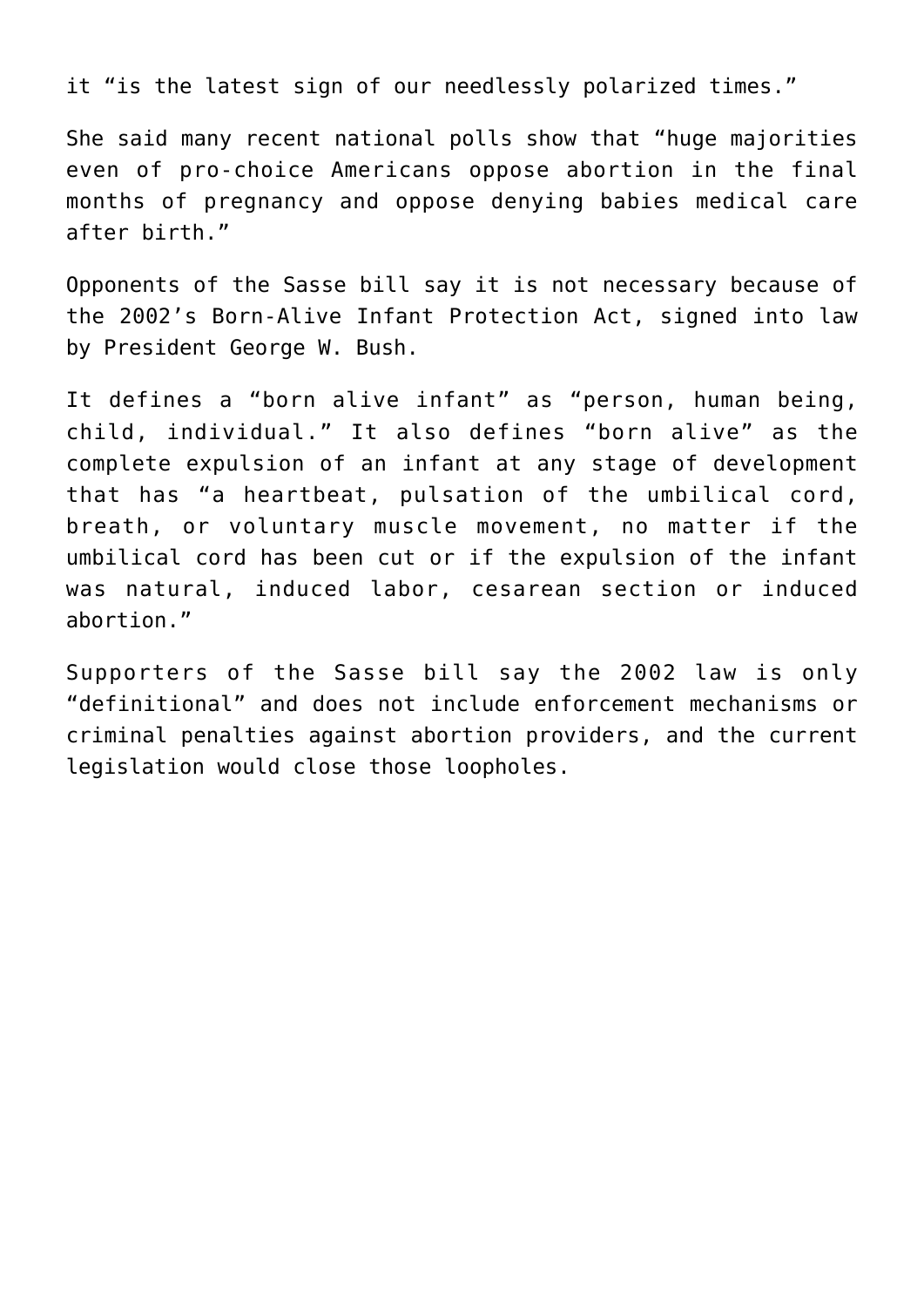it “is the latest sign of our needlessly polarized times.”

She said many recent national polls show that “huge majorities even of pro-choice Americans oppose abortion in the final months of pregnancy and oppose denying babies medical care after birth.”

Opponents of the Sasse bill say it is not necessary because of the 2002’s Born-Alive Infant Protection Act, signed into law by President George W. Bush.

It defines a “born alive infant” as “person, human being, child, individual.” It also defines “born alive” as the complete expulsion of an infant at any stage of development that has “a heartbeat, pulsation of the umbilical cord, breath, or voluntary muscle movement, no matter if the umbilical cord has been cut or if the expulsion of the infant was natural, induced labor, cesarean section or induced abortion.”

Supporters of the Sasse bill say the 2002 law is only “definitional” and does not include enforcement mechanisms or criminal penalties against abortion providers, and the current legislation would close those loopholes.